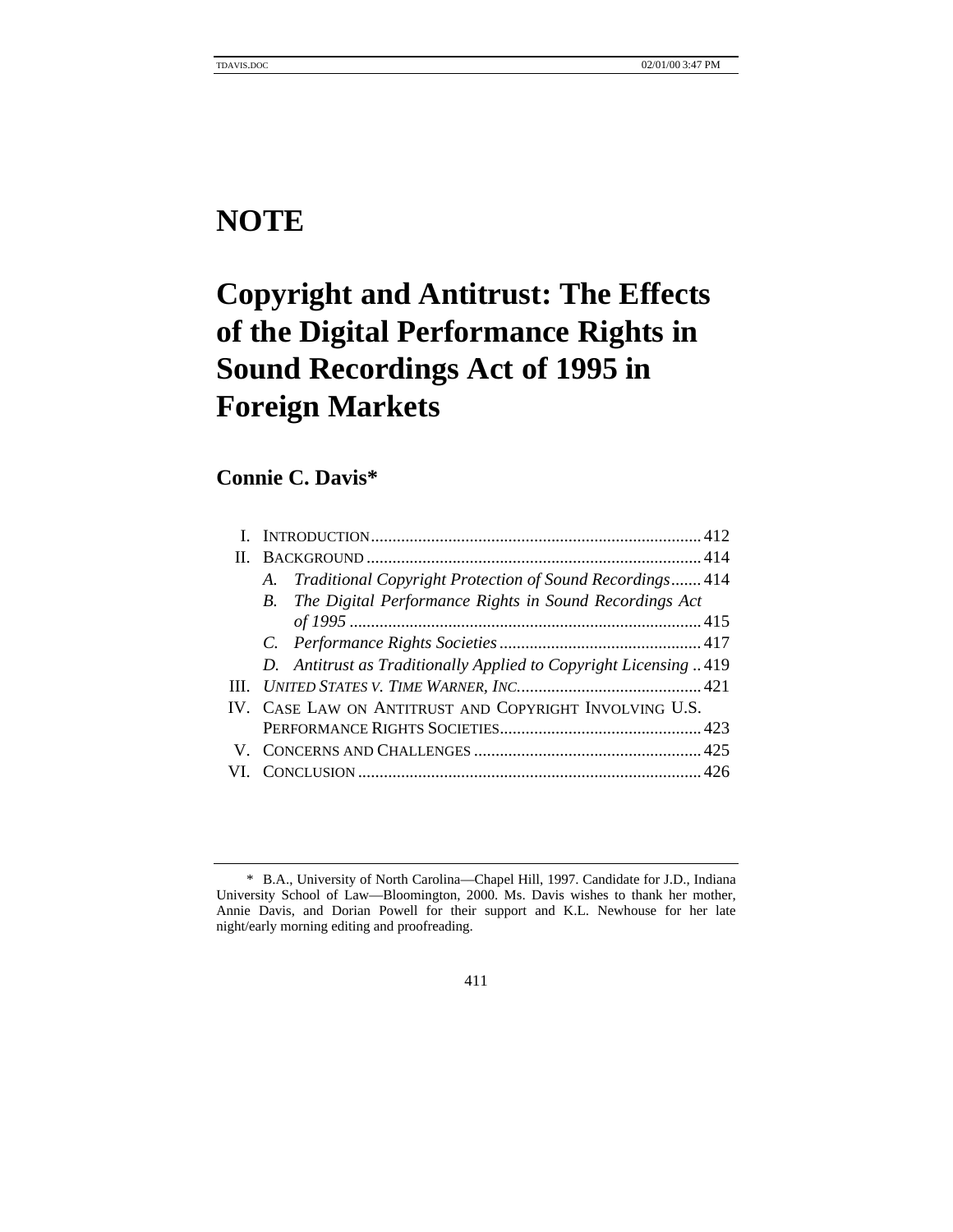# NOTE

# Copyright and Antitrust: The Effects of the Digital Performance Rights in Sound Recordings Act of 1995 in Foreign Markets

## Connie C. Davis*

I. INTRODUCTION ............................................................................ 412
II. BACKGROUND ............................................................................. 414
  *A. Traditional Copyright Protection of Sound Recordings* ....... 414
  *B. The Digital Performance Rights in Sound Recordings Act of 1995* ................................................................................ 415
  *C. Performance Rights Societies* ............................................... 417
  *D. Antitrust as Traditionally Applied to Copyright Licensing* .. 419
III. *UNITED STATES V. TIME WARNER, INC.* ........................................... 421
IV. CASE LAW ON ANTITRUST AND COPYRIGHT INVOLVING U.S. PERFORMANCE RIGHTS SOCIETIES ............................................... 423
V. CONCERNS AND CHALLENGES ..................................................... 425
VI. CONCLUSION ............................................................................... 426

---

\* B.A., University of North Carolina—Chapel Hill, 1997. Candidate for J.D., Indiana University School of Law—Bloomington, 2000. Ms. Davis wishes to thank her mother, Annie Davis, and Dorian Powell for their support and K.L. Newhouse for her late night/early morning editing and proofreading.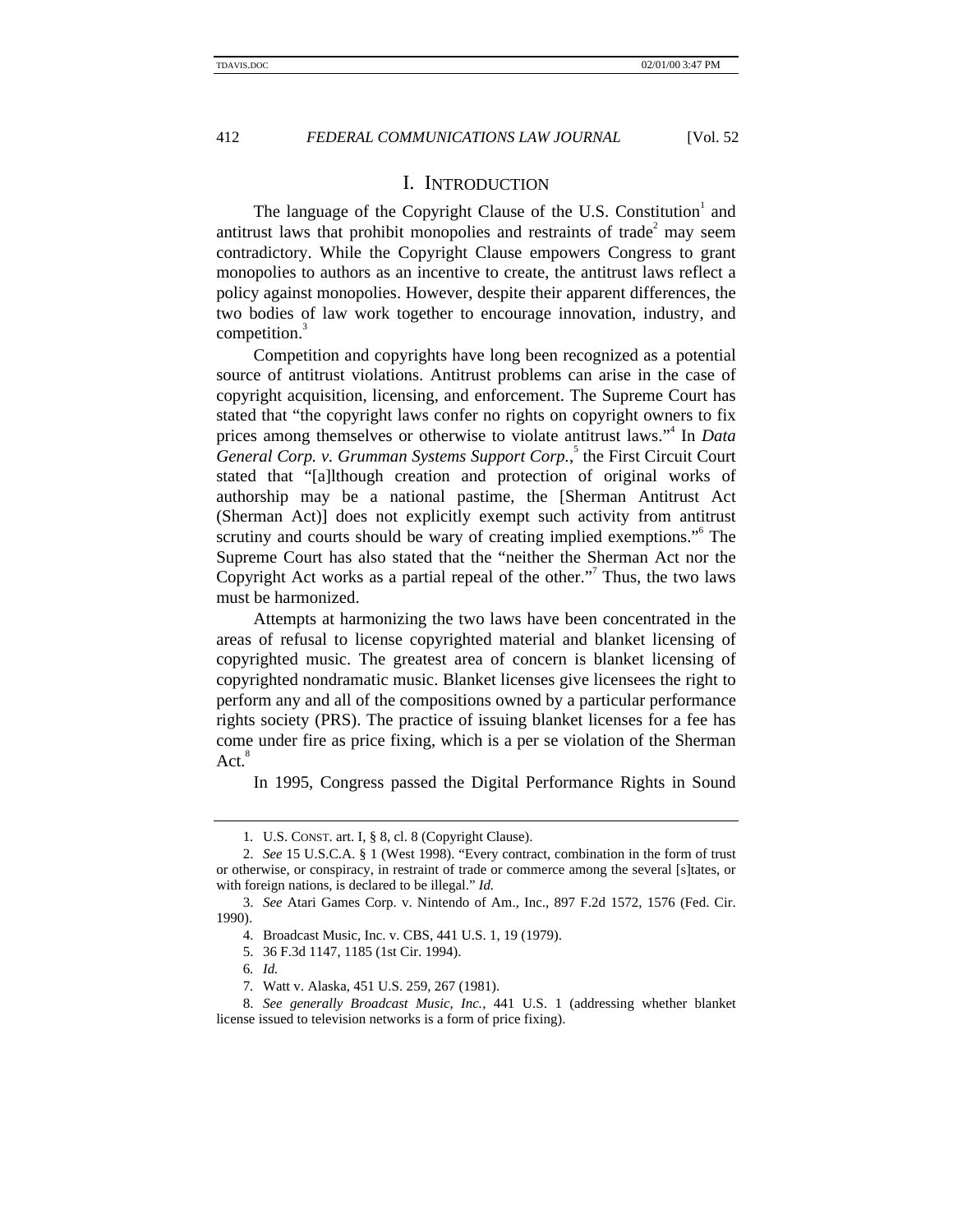# I. INTRODUCTION

The language of the Copyright Clause of the U.S. Constitution[1] and antitrust laws that prohibit monopolies and restraints of trade[2] may seem contradictory. While the Copyright Clause empowers Congress to grant monopolies to authors as an incentive to create, the antitrust laws reflect a policy against monopolies. However, despite their apparent differences, the two bodies of law work together to encourage innovation, industry, and competition.[3]

Competition and copyrights have long been recognized as a potential source of antitrust violations. Antitrust problems can arise in the case of copyright acquisition, licensing, and enforcement. The Supreme Court has stated that "the copyright laws confer no rights on copyright owners to fix prices among themselves or otherwise to violate antitrust laws."[4] In *Data General Corp. v. Grumman Systems Support Corp.*,[5] the First Circuit Court stated that "[a]lthough creation and protection of original works of authorship may be a national pastime, the [Sherman Antitrust Act (Sherman Act)] does not explicitly exempt such activity from antitrust scrutiny and courts should be wary of creating implied exemptions."[6] The Supreme Court has also stated that the "neither the Sherman Act nor the Copyright Act works as a partial repeal of the other."[7] Thus, the two laws must be harmonized.

Attempts at harmonizing the two laws have been concentrated in the areas of refusal to license copyrighted material and blanket licensing of copyrighted music. The greatest area of concern is blanket licensing of copyrighted nondramatic music. Blanket licenses give licensees the right to perform any and all of the compositions owned by a particular performance rights society (PRS). The practice of issuing blanket licenses for a fee has come under fire as price fixing, which is a per se violation of the Sherman Act.[8]

In 1995, Congress passed the Digital Performance Rights in Sound

---

1. U.S. CONST. art. I, § 8, cl. 8 (Copyright Clause).

2. *See* 15 U.S.C.A. § 1 (West 1998). "Every contract, combination in the form of trust or otherwise, or conspiracy, in restraint of trade or commerce among the several [s]tates, or with foreign nations, is declared to be illegal." *Id.*

3. *See* Atari Games Corp. v. Nintendo of Am., Inc., 897 F.2d 1572, 1576 (Fed. Cir. 1990).

4. Broadcast Music, Inc. v. CBS, 441 U.S. 1, 19 (1979).

5. 36 F.3d 1147, 1185 (1st Cir. 1994).

6. *Id.*

7. Watt v. Alaska, 451 U.S. 259, 267 (1981).

8. *See generally Broadcast Music, Inc.*, 441 U.S. 1 (addressing whether blanket license issued to television networks is a form of price fixing).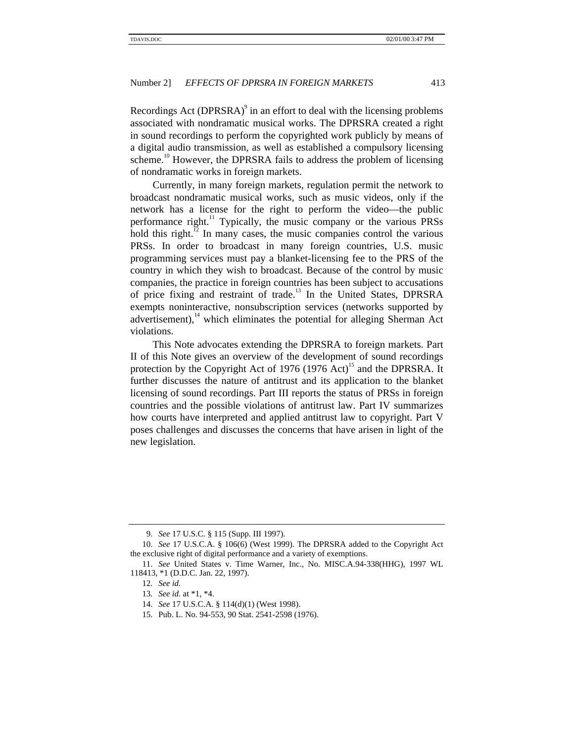Recordings Act (DPRSRA)[9] in an effort to deal with the licensing problems associated with nondramatic musical works. The DPRSRA created a right in sound recordings to perform the copyrighted work publicly by means of a digital audio transmission, as well as established a compulsory licensing scheme.[10] However, the DPRSRA fails to address the problem of licensing of nondramatic works in foreign markets.

Currently, in many foreign markets, regulation permit the network to broadcast nondramatic musical works, such as music videos, only if the network has a license for the right to perform the video—the public performance right.[11] Typically, the music company or the various PRSs hold this right.[12] In many cases, the music companies control the various PRSs. In order to broadcast in many foreign countries, U.S. music programming services must pay a blanket-licensing fee to the PRS of the country in which they wish to broadcast. Because of the control by music companies, the practice in foreign countries has been subject to accusations of price fixing and restraint of trade.[13] In the United States, DPRSRA exempts noninteractive, nonsubscription services (networks supported by advertisement),[14] which eliminates the potential for alleging Sherman Act violations.

This Note advocates extending the DPRSRA to foreign markets. Part II of this Note gives an overview of the development of sound recordings protection by the Copyright Act of 1976 (1976 Act)[15] and the DPRSRA. It further discusses the nature of antitrust and its application to the blanket licensing of sound recordings. Part III reports the status of PRSs in foreign countries and the possible violations of antitrust law. Part IV summarizes how courts have interpreted and applied antitrust law to copyright. Part V poses challenges and discusses the concerns that have arisen in light of the new legislation.

---

9. *See* 17 U.S.C. § 115 (Supp. III 1997).

10. *See* 17 U.S.C.A. § 106(6) (West 1999). The DPRSRA added to the Copyright Act the exclusive right of digital performance and a variety of exemptions.

11. *See* United States v. Time Warner, Inc., No. MISC.A.94-338(HHG), 1997 WL 118413, *1 (D.D.C. Jan. 22, 1997).

12. *See id.*

13. *See id.* at *1, *4.

14. *See* 17 U.S.C.A. § 114(d)(1) (West 1998).

15. Pub. L. No. 94-553, 90 Stat. 2541-2598 (1976).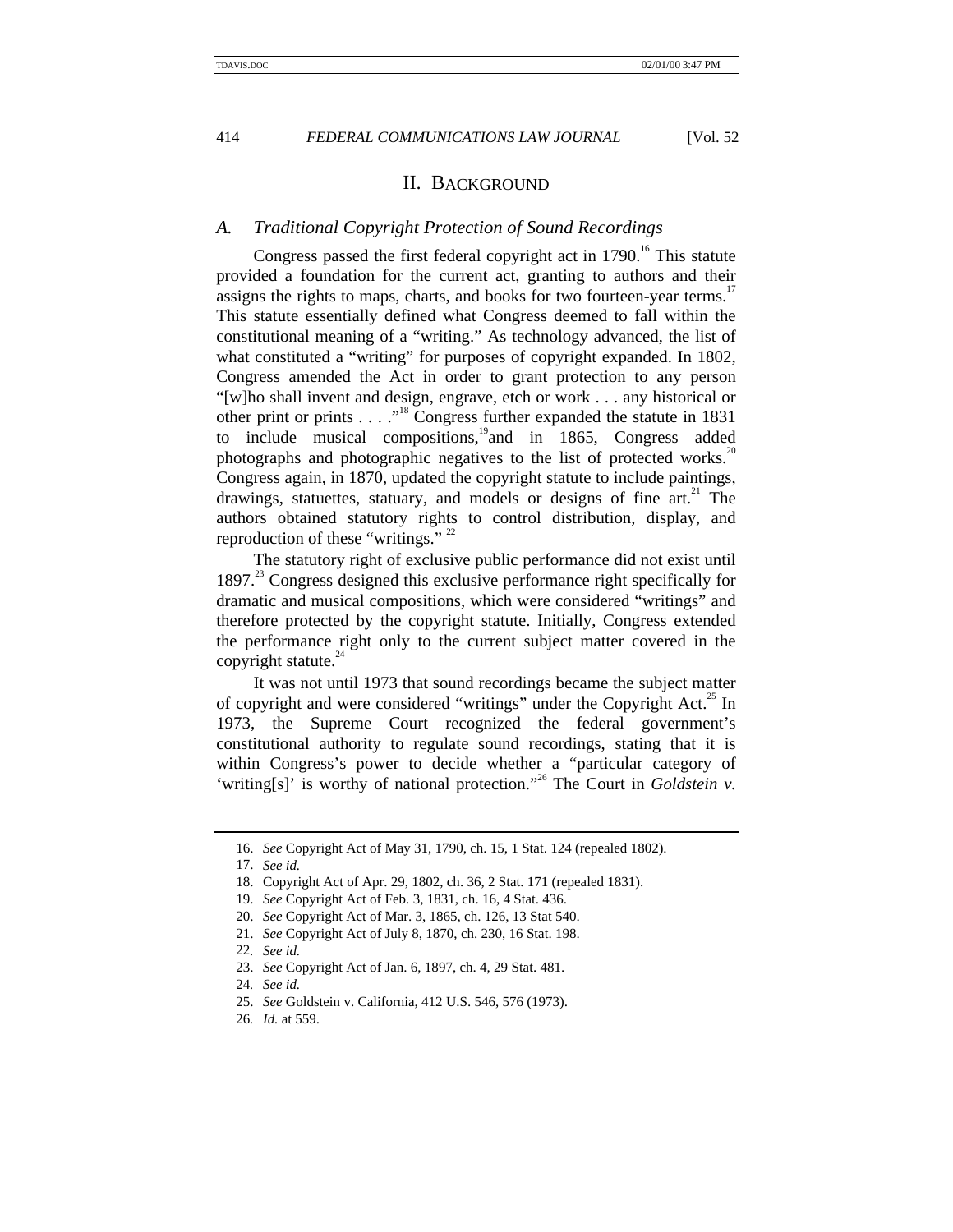## II. BACKGROUND

### *A. Traditional Copyright Protection of Sound Recordings*

Congress passed the first federal copyright act in 1790.[16] This statute provided a foundation for the current act, granting to authors and their assigns the rights to maps, charts, and books for two fourteen-year terms.[17] This statute essentially defined what Congress deemed to fall within the constitutional meaning of a "writing." As technology advanced, the list of what constituted a "writing" for purposes of copyright expanded. In 1802, Congress amended the Act in order to grant protection to any person "[w]ho shall invent and design, engrave, etch or work . . . any historical or other print or prints . . . ."[18] Congress further expanded the statute in 1831 to include musical compositions,[19] and in 1865, Congress added photographs and photographic negatives to the list of protected works.[20] Congress again, in 1870, updated the copyright statute to include paintings, drawings, statuettes, statuary, and models or designs of fine art.[21] The authors obtained statutory rights to control distribution, display, and reproduction of these "writings."[22]

The statutory right of exclusive public performance did not exist until 1897.[23] Congress designed this exclusive performance right specifically for dramatic and musical compositions, which were considered "writings" and therefore protected by the copyright statute. Initially, Congress extended the performance right only to the current subject matter covered in the copyright statute.[24]

It was not until 1973 that sound recordings became the subject matter of copyright and were considered "writings" under the Copyright Act.[25] In 1973, the Supreme Court recognized the federal government's constitutional authority to regulate sound recordings, stating that it is within Congress's power to decide whether a "particular category of 'writing[s]' is worthy of national protection."[26] The Court in *Goldstein v.*

---

16. *See* Copyright Act of May 31, 1790, ch. 15, 1 Stat. 124 (repealed 1802).
17. *See id.*
18. Copyright Act of Apr. 29, 1802, ch. 36, 2 Stat. 171 (repealed 1831).
19. *See* Copyright Act of Feb. 3, 1831, ch. 16, 4 Stat. 436.
20. *See* Copyright Act of Mar. 3, 1865, ch. 126, 13 Stat 540.
21. *See* Copyright Act of July 8, 1870, ch. 230, 16 Stat. 198.
22. *See id.*
23. *See* Copyright Act of Jan. 6, 1897, ch. 4, 29 Stat. 481.
24. *See id.*
25. *See* Goldstein v. California, 412 U.S. 546, 576 (1973).
26. *Id.* at 559.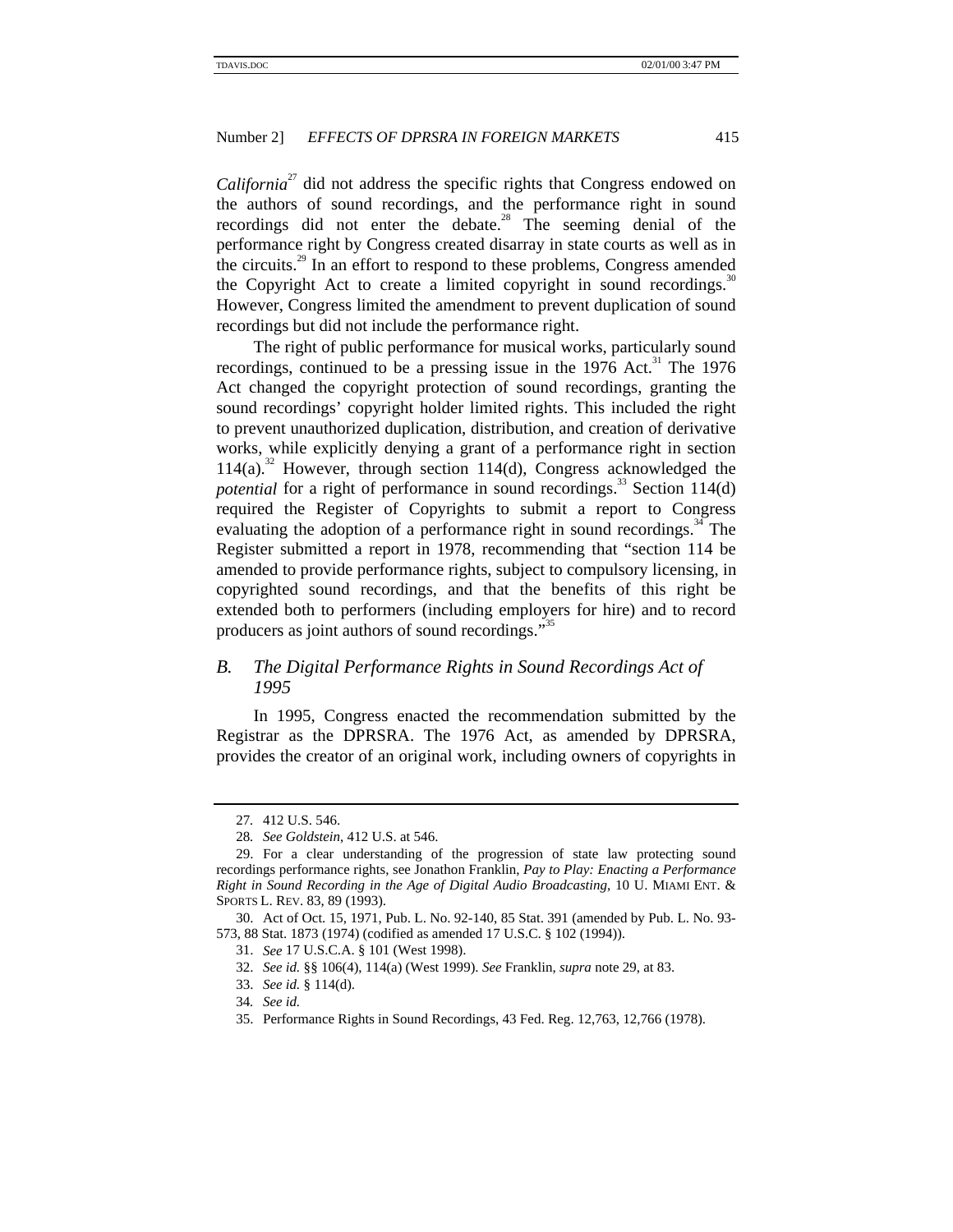*California*[27] did not address the specific rights that Congress endowed on the authors of sound recordings, and the performance right in sound recordings did not enter the debate.[28] The seeming denial of the performance right by Congress created disarray in state courts as well as in the circuits.[29] In an effort to respond to these problems, Congress amended the Copyright Act to create a limited copyright in sound recordings.[30] However, Congress limited the amendment to prevent duplication of sound recordings but did not include the performance right.

The right of public performance for musical works, particularly sound recordings, continued to be a pressing issue in the 1976 Act.[31] The 1976 Act changed the copyright protection of sound recordings, granting the sound recordings' copyright holder limited rights. This included the right to prevent unauthorized duplication, distribution, and creation of derivative works, while explicitly denying a grant of a performance right in section 114(a).[32] However, through section 114(d), Congress acknowledged the *potential* for a right of performance in sound recordings.[33] Section 114(d) required the Register of Copyrights to submit a report to Congress evaluating the adoption of a performance right in sound recordings.[34] The Register submitted a report in 1978, recommending that "section 114 be amended to provide performance rights, subject to compulsory licensing, in copyrighted sound recordings, and that the benefits of this right be extended both to performers (including employers for hire) and to record producers as joint authors of sound recordings."[35]

## *B. The Digital Performance Rights in Sound Recordings Act of 1995*

In 1995, Congress enacted the recommendation submitted by the Registrar as the DPRSRA. The 1976 Act, as amended by DPRSRA, provides the creator of an original work, including owners of copyrights in

---

27. 412 U.S. 546.

28. *See Goldstein*, 412 U.S. at 546.

29. For a clear understanding of the progression of state law protecting sound recordings performance rights, see Jonathon Franklin, *Pay to Play: Enacting a Performance Right in Sound Recording in the Age of Digital Audio Broadcasting*, 10 U. MIAMI ENT. & SPORTS L. REV. 83, 89 (1993).

30. Act of Oct. 15, 1971, Pub. L. No. 92-140, 85 Stat. 391 (amended by Pub. L. No. 93-573, 88 Stat. 1873 (1974) (codified as amended 17 U.S.C. § 102 (1994)).

31. *See* 17 U.S.C.A. § 101 (West 1998).

32. *See id.* §§ 106(4), 114(a) (West 1999). *See* Franklin, *supra* note 29, at 83.

33. *See id.* § 114(d).

34. *See id.*

35. Performance Rights in Sound Recordings, 43 Fed. Reg. 12,763, 12,766 (1978).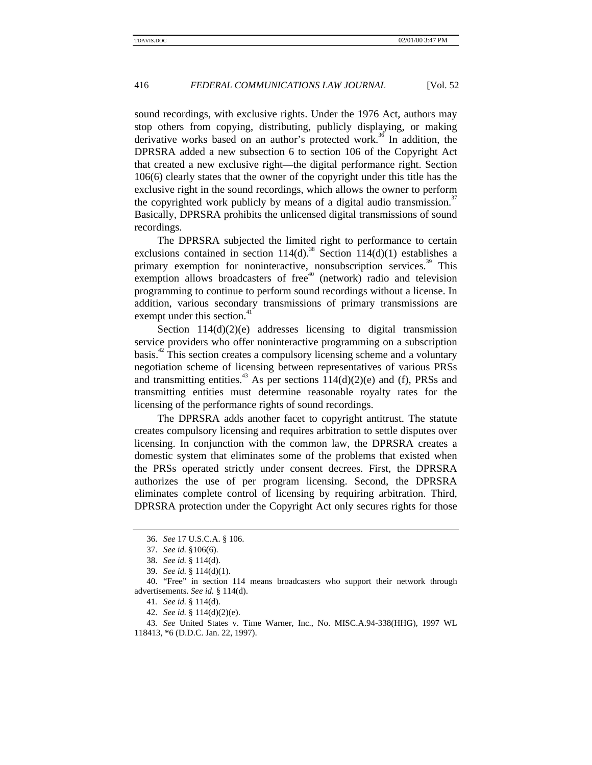sound recordings, with exclusive rights. Under the 1976 Act, authors may stop others from copying, distributing, publicly displaying, or making derivative works based on an author's protected work.[36] In addition, the DPRSRA added a new subsection 6 to section 106 of the Copyright Act that created a new exclusive right—the digital performance right. Section 106(6) clearly states that the owner of the copyright under this title has the exclusive right in the sound recordings, which allows the owner to perform the copyrighted work publicly by means of a digital audio transmission.[37] Basically, DPRSRA prohibits the unlicensed digital transmissions of sound recordings.

The DPRSRA subjected the limited right to performance to certain exclusions contained in section 114(d).[38] Section 114(d)(1) establishes a primary exemption for noninteractive, nonsubscription services.[39] This exemption allows broadcasters of free[40] (network) radio and television programming to continue to perform sound recordings without a license. In addition, various secondary transmissions of primary transmissions are exempt under this section.[41]

Section 114(d)(2)(e) addresses licensing to digital transmission service providers who offer noninteractive programming on a subscription basis.[42] This section creates a compulsory licensing scheme and a voluntary negotiation scheme of licensing between representatives of various PRSs and transmitting entities.[43] As per sections 114(d)(2)(e) and (f), PRSs and transmitting entities must determine reasonable royalty rates for the licensing of the performance rights of sound recordings.

The DPRSRA adds another facet to copyright antitrust. The statute creates compulsory licensing and requires arbitration to settle disputes over licensing. In conjunction with the common law, the DPRSRA creates a domestic system that eliminates some of the problems that existed when the PRSs operated strictly under consent decrees. First, the DPRSRA authorizes the use of per program licensing. Second, the DPRSRA eliminates complete control of licensing by requiring arbitration. Third, DPRSRA protection under the Copyright Act only secures rights for those

---

36. *See* 17 U.S.C.A. § 106.

37. *See id.* §106(6).

38. *See id.* § 114(d).

39. *See id.* § 114(d)(1).

40. "Free" in section 114 means broadcasters who support their network through advertisements. *See id.* § 114(d).

41. *See id.* § 114(d).

42. *See id.* § 114(d)(2)(e).

43. *See* United States v. Time Warner, Inc., No. MISC.A.94-338(HHG), 1997 WL 118413, *6 (D.D.C. Jan. 22, 1997).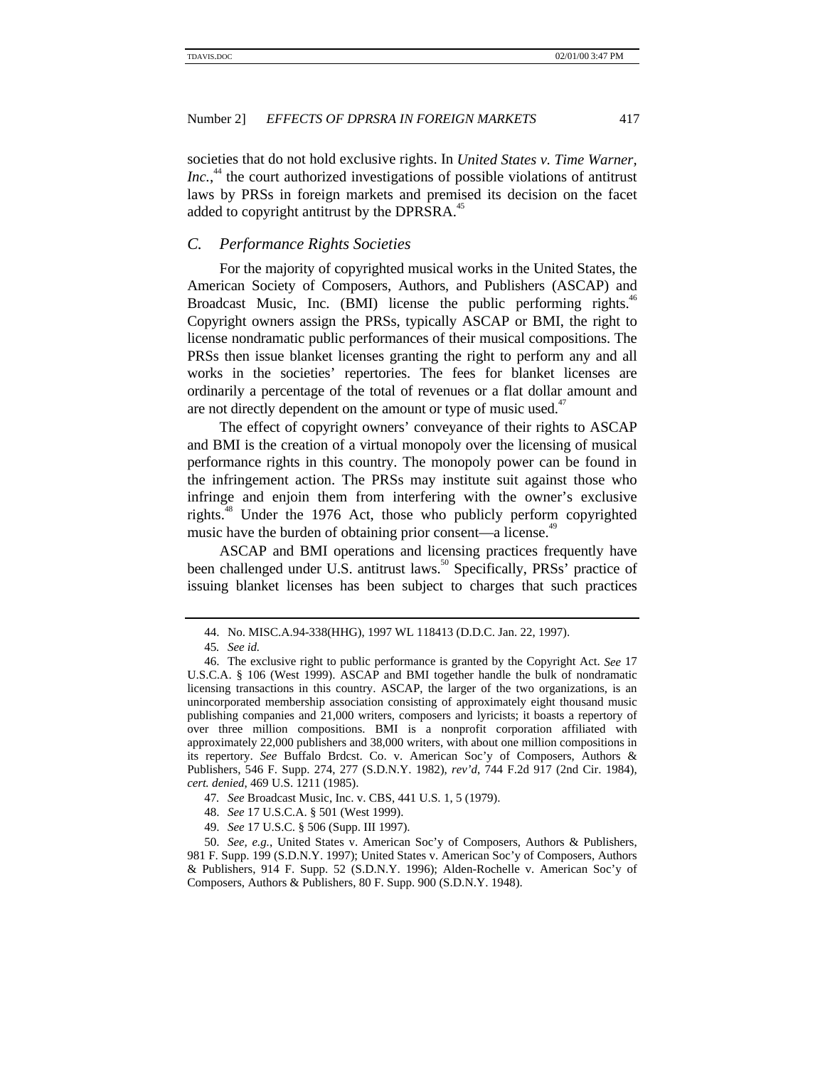societies that do not hold exclusive rights. In *United States v. Time Warner, Inc.*,[44] the court authorized investigations of possible violations of antitrust laws by PRSs in foreign markets and premised its decision on the facet added to copyright antitrust by the DPRSRA.[45]

## *C. Performance Rights Societies*

For the majority of copyrighted musical works in the United States, the American Society of Composers, Authors, and Publishers (ASCAP) and Broadcast Music, Inc. (BMI) license the public performing rights.[46] Copyright owners assign the PRSs, typically ASCAP or BMI, the right to license nondramatic public performances of their musical compositions. The PRSs then issue blanket licenses granting the right to perform any and all works in the societies' repertories. The fees for blanket licenses are ordinarily a percentage of the total of revenues or a flat dollar amount and are not directly dependent on the amount or type of music used.[47]

The effect of copyright owners' conveyance of their rights to ASCAP and BMI is the creation of a virtual monopoly over the licensing of musical performance rights in this country. The monopoly power can be found in the infringement action. The PRSs may institute suit against those who infringe and enjoin them from interfering with the owner's exclusive rights.[48] Under the 1976 Act, those who publicly perform copyrighted music have the burden of obtaining prior consent—a license.[49]

ASCAP and BMI operations and licensing practices frequently have been challenged under U.S. antitrust laws.[50] Specifically, PRSs' practice of issuing blanket licenses has been subject to charges that such practices

---

44. No. MISC.A.94-338(HHG), 1997 WL 118413 (D.D.C. Jan. 22, 1997).

45. *See id.*

46. The exclusive right to public performance is granted by the Copyright Act. *See* 17 U.S.C.A. § 106 (West 1999). ASCAP and BMI together handle the bulk of nondramatic licensing transactions in this country. ASCAP, the larger of the two organizations, is an unincorporated membership association consisting of approximately eight thousand music publishing companies and 21,000 writers, composers and lyricists; it boasts a repertory of over three million compositions. BMI is a nonprofit corporation affiliated with approximately 22,000 publishers and 38,000 writers, with about one million compositions in its repertory. *See* Buffalo Brdcst. Co. v. American Soc'y of Composers, Authors & Publishers, 546 F. Supp. 274, 277 (S.D.N.Y. 1982), *rev'd*, 744 F.2d 917 (2nd Cir. 1984), *cert. denied*, 469 U.S. 1211 (1985).

47. *See* Broadcast Music, Inc. v. CBS, 441 U.S. 1, 5 (1979).

48. *See* 17 U.S.C.A. § 501 (West 1999).

49. *See* 17 U.S.C. § 506 (Supp. III 1997).

50. *See, e.g.*, United States v. American Soc'y of Composers, Authors & Publishers, 981 F. Supp. 199 (S.D.N.Y. 1997); United States v. American Soc'y of Composers, Authors & Publishers, 914 F. Supp. 52 (S.D.N.Y. 1996); Alden-Rochelle v. American Soc'y of Composers, Authors & Publishers, 80 F. Supp. 900 (S.D.N.Y. 1948).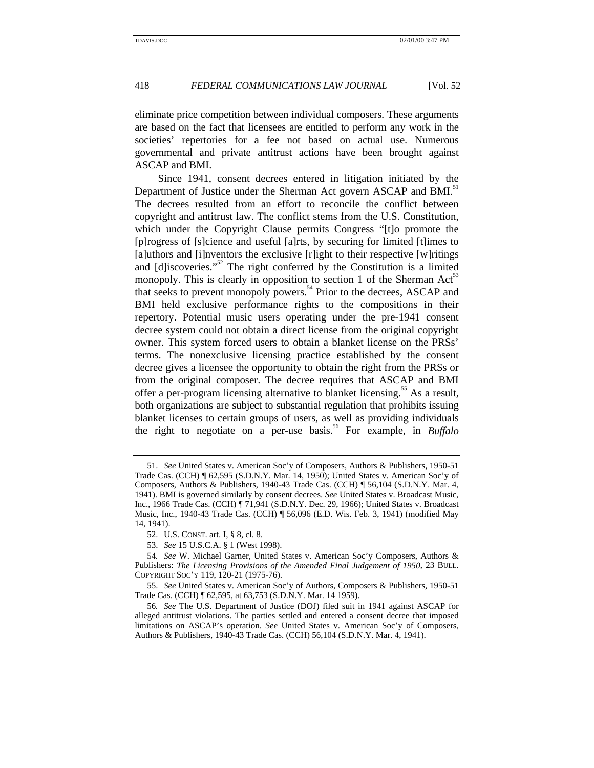eliminate price competition between individual composers. These arguments are based on the fact that licensees are entitled to perform any work in the societies' repertories for a fee not based on actual use. Numerous governmental and private antitrust actions have been brought against ASCAP and BMI.

Since 1941, consent decrees entered in litigation initiated by the Department of Justice under the Sherman Act govern ASCAP and BMI.[51] The decrees resulted from an effort to reconcile the conflict between copyright and antitrust law. The conflict stems from the U.S. Constitution, which under the Copyright Clause permits Congress "[t]o promote the [p]rogress of [s]cience and useful [a]rts, by securing for limited [t]imes to [a]uthors and [i]nventors the exclusive [r]ight to their respective [w]ritings and [d]iscoveries."[52] The right conferred by the Constitution is a limited monopoly. This is clearly in opposition to section 1 of the Sherman Act[53] that seeks to prevent monopoly powers.[54] Prior to the decrees, ASCAP and BMI held exclusive performance rights to the compositions in their repertory. Potential music users operating under the pre-1941 consent decree system could not obtain a direct license from the original copyright owner. This system forced users to obtain a blanket license on the PRSs' terms. The nonexclusive licensing practice established by the consent decree gives a licensee the opportunity to obtain the right from the PRSs or from the original composer. The decree requires that ASCAP and BMI offer a per-program licensing alternative to blanket licensing.[55] As a result, both organizations are subject to substantial regulation that prohibits issuing blanket licenses to certain groups of users, as well as providing individuals the right to negotiate on a per-use basis.[56] For example, in *Buffalo*

---

51. *See* United States v. American Soc'y of Composers, Authors & Publishers, 1950-51 Trade Cas. (CCH) ¶ 62,595 (S.D.N.Y. Mar. 14, 1950); United States v. American Soc'y of Composers, Authors & Publishers, 1940-43 Trade Cas. (CCH) ¶ 56,104 (S.D.N.Y. Mar. 4, 1941). BMI is governed similarly by consent decrees. *See* United States v. Broadcast Music, Inc., 1966 Trade Cas. (CCH) ¶ 71,941 (S.D.N.Y. Dec. 29, 1966); United States v. Broadcast Music, Inc., 1940-43 Trade Cas. (CCH) ¶ 56,096 (E.D. Wis. Feb. 3, 1941) (modified May 14, 1941).

52. U.S. CONST. art. I, § 8, cl. 8.

53. *See* 15 U.S.C.A. § 1 (West 1998).

54. *See* W. Michael Garner, United States v. American Soc'y Composers, Authors & Publishers: *The Licensing Provisions of the Amended Final Judgement of 1950*, 23 BULL. COPYRIGHT SOC'Y 119, 120-21 (1975-76).

55. *See* United States v. American Soc'y of Authors, Composers & Publishers, 1950-51 Trade Cas. (CCH) ¶ 62,595, at 63,753 (S.D.N.Y. Mar. 14 1959).

56. *See* The U.S. Department of Justice (DOJ) filed suit in 1941 against ASCAP for alleged antitrust violations. The parties settled and entered a consent decree that imposed limitations on ASCAP's operation. *See* United States v. American Soc'y of Composers, Authors & Publishers, 1940-43 Trade Cas. (CCH) 56,104 (S.D.N.Y. Mar. 4, 1941).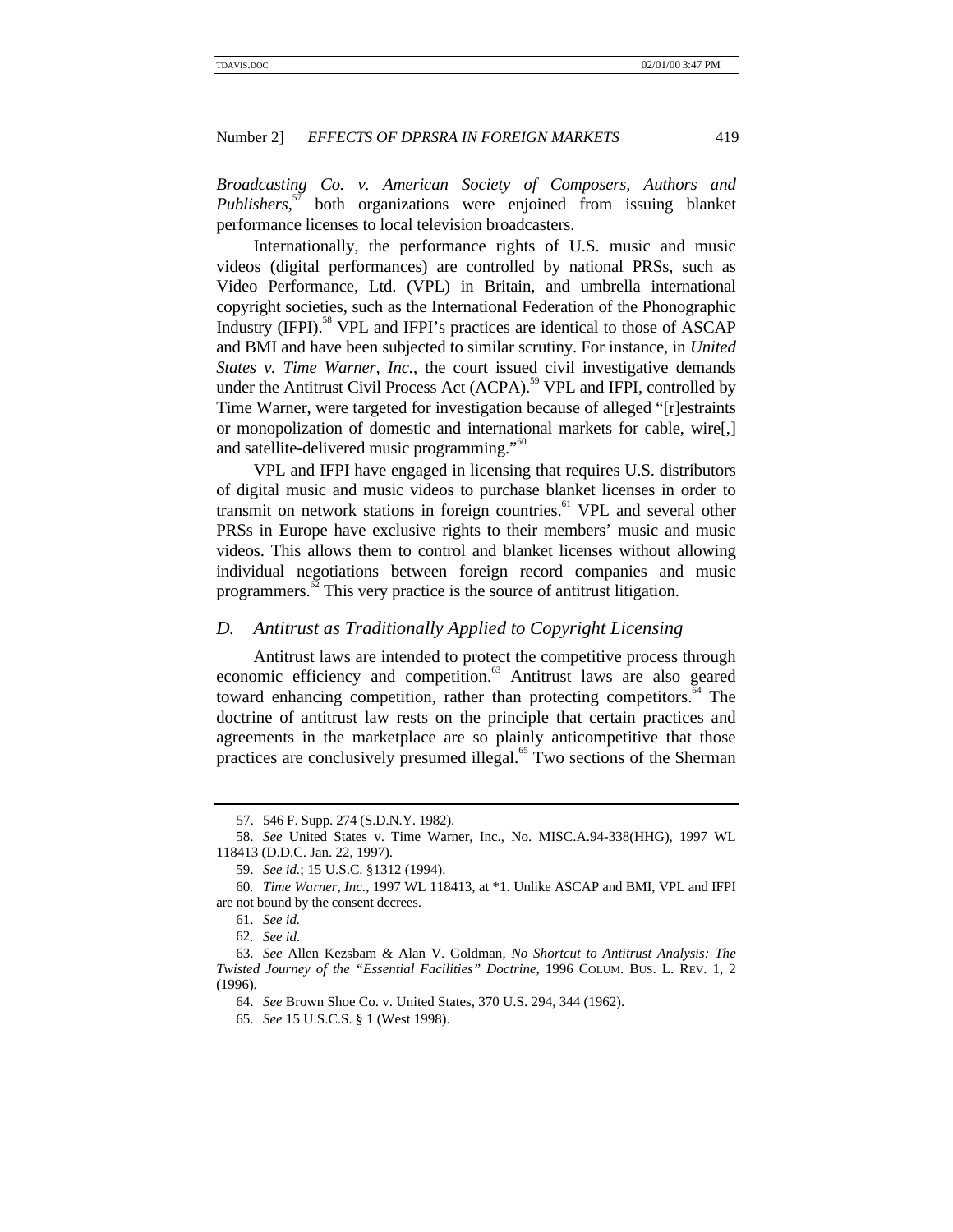*Broadcasting Co. v. American Society of Composers, Authors and Publishers*,[57] both organizations were enjoined from issuing blanket performance licenses to local television broadcasters.

Internationally, the performance rights of U.S. music and music videos (digital performances) are controlled by national PRSs, such as Video Performance, Ltd. (VPL) in Britain, and umbrella international copyright societies, such as the International Federation of the Phonographic Industry (IFPI).[58] VPL and IFPI's practices are identical to those of ASCAP and BMI and have been subjected to similar scrutiny. For instance, in *United States v. Time Warner, Inc.*, the court issued civil investigative demands under the Antitrust Civil Process Act (ACPA).[59] VPL and IFPI, controlled by Time Warner, were targeted for investigation because of alleged "[r]estraints or monopolization of domestic and international markets for cable, wire[,] and satellite-delivered music programming."[60]

VPL and IFPI have engaged in licensing that requires U.S. distributors of digital music and music videos to purchase blanket licenses in order to transmit on network stations in foreign countries.[61] VPL and several other PRSs in Europe have exclusive rights to their members' music and music videos. This allows them to control and blanket licenses without allowing individual negotiations between foreign record companies and music programmers.[62] This very practice is the source of antitrust litigation.

## *D. Antitrust as Traditionally Applied to Copyright Licensing*

Antitrust laws are intended to protect the competitive process through economic efficiency and competition.[63] Antitrust laws are also geared toward enhancing competition, rather than protecting competitors.[64] The doctrine of antitrust law rests on the principle that certain practices and agreements in the marketplace are so plainly anticompetitive that those practices are conclusively presumed illegal.[65] Two sections of the Sherman

---

57. 546 F. Supp. 274 (S.D.N.Y. 1982).

58. *See* United States v. Time Warner, Inc., No. MISC.A.94-338(HHG), 1997 WL 118413 (D.D.C. Jan. 22, 1997).

59. *See id.*; 15 U.S.C. §1312 (1994).

60. *Time Warner, Inc.*, 1997 WL 118413, at *1. Unlike ASCAP and BMI, VPL and IFPI are not bound by the consent decrees.

61. *See id.*

62. *See id.*

63. *See* Allen Kezsbam & Alan V. Goldman, *No Shortcut to Antitrust Analysis: The Twisted Journey of the "Essential Facilities" Doctrine*, 1996 COLUM. BUS. L. REV. 1, 2 (1996).

64. *See* Brown Shoe Co. v. United States, 370 U.S. 294, 344 (1962).

65. *See* 15 U.S.C.S. § 1 (West 1998).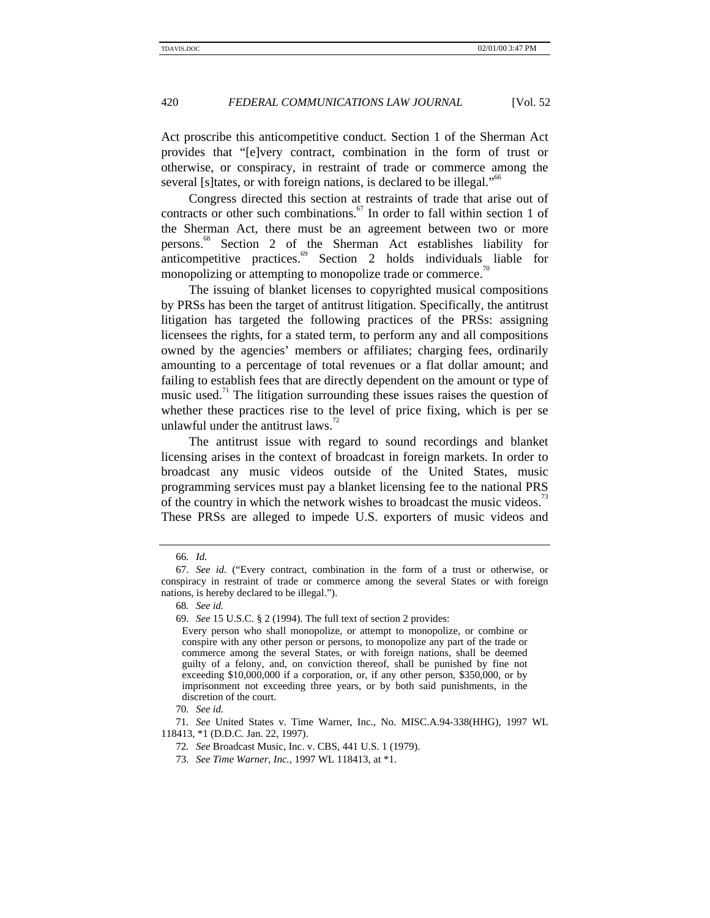Act proscribe this anticompetitive conduct. Section 1 of the Sherman Act provides that "[e]very contract, combination in the form of trust or otherwise, or conspiracy, in restraint of trade or commerce among the several [s]tates, or with foreign nations, is declared to be illegal."[66]

Congress directed this section at restraints of trade that arise out of contracts or other such combinations.[67] In order to fall within section 1 of the Sherman Act, there must be an agreement between two or more persons.[68] Section 2 of the Sherman Act establishes liability for anticompetitive practices.[69] Section 2 holds individuals liable for monopolizing or attempting to monopolize trade or commerce.[70]

The issuing of blanket licenses to copyrighted musical compositions by PRSs has been the target of antitrust litigation. Specifically, the antitrust litigation has targeted the following practices of the PRSs: assigning licensees the rights, for a stated term, to perform any and all compositions owned by the agencies' members or affiliates; charging fees, ordinarily amounting to a percentage of total revenues or a flat dollar amount; and failing to establish fees that are directly dependent on the amount or type of music used.[71] The litigation surrounding these issues raises the question of whether these practices rise to the level of price fixing, which is per se unlawful under the antitrust laws.[72]

The antitrust issue with regard to sound recordings and blanket licensing arises in the context of broadcast in foreign markets. In order to broadcast any music videos outside of the United States, music programming services must pay a blanket licensing fee to the national PRS of the country in which the network wishes to broadcast the music videos.[73] These PRSs are alleged to impede U.S. exporters of music videos and

---

66. *Id.*

67. *See id.* ("Every contract, combination in the form of a trust or otherwise, or conspiracy in restraint of trade or commerce among the several States or with foreign nations, is hereby declared to be illegal.").

68. *See id.*

69. *See* 15 U.S.C. § 2 (1994). The full text of section 2 provides:

> Every person who shall monopolize, or attempt to monopolize, or combine or conspire with any other person or persons, to monopolize any part of the trade or commerce among the several States, or with foreign nations, shall be deemed guilty of a felony, and, on conviction thereof, shall be punished by fine not exceeding $10,000,000 if a corporation, or, if any other person, $350,000, or by imprisonment not exceeding three years, or by both said punishments, in the discretion of the court.

70. *See id.*

71. *See* United States v. Time Warner, Inc., No. MISC.A.94-338(HHG), 1997 WL 118413, *1 (D.D.C. Jan. 22, 1997).

72. *See* Broadcast Music, Inc. v. CBS, 441 U.S. 1 (1979).

73. *See Time Warner, Inc.*, 1997 WL 118413, at *1.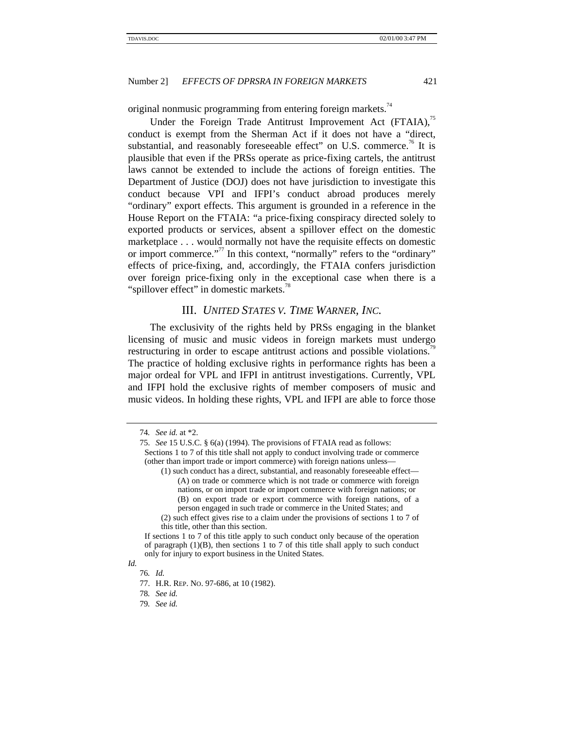original nonmusic programming from entering foreign markets.[74]

Under the Foreign Trade Antitrust Improvement Act (FTAIA),[75] conduct is exempt from the Sherman Act if it does not have a "direct, substantial, and reasonably foreseeable effect" on U.S. commerce.[76] It is plausible that even if the PRSs operate as price-fixing cartels, the antitrust laws cannot be extended to include the actions of foreign entities. The Department of Justice (DOJ) does not have jurisdiction to investigate this conduct because VPI and IFPI's conduct abroad produces merely "ordinary" export effects. This argument is grounded in a reference in the House Report on the FTAIA: "a price-fixing conspiracy directed solely to exported products or services, absent a spillover effect on the domestic marketplace . . . would normally not have the requisite effects on domestic or import commerce."[77] In this context, "normally" refers to the "ordinary" effects of price-fixing, and, accordingly, the FTAIA confers jurisdiction over foreign price-fixing only in the exceptional case when there is a "spillover effect" in domestic markets.[78]

## III. *UNITED STATES V. TIME WARNER, INC.*

The exclusivity of the rights held by PRSs engaging in the blanket licensing of music and music videos in foreign markets must undergo restructuring in order to escape antitrust actions and possible violations.[79] The practice of holding exclusive rights in performance rights has been a major ordeal for VPL and IFPI in antitrust investigations. Currently, VPL and IFPI hold the exclusive rights of member composers of music and music videos. In holding these rights, VPL and IFPI are able to force those

---

74. *See id.* at *2.

75. *See* 15 U.S.C. § 6(a) (1994). The provisions of FTAIA read as follows:

> Sections 1 to 7 of this title shall not apply to conduct involving trade or commerce (other than import trade or import commerce) with foreign nations unless—
>
> (1) such conduct has a direct, substantial, and reasonably foreseeable effect—
>
> (A) on trade or commerce which is not trade or commerce with foreign nations, or on import trade or import commerce with foreign nations; or
>
> (B) on export trade or export commerce with foreign nations, of a person engaged in such trade or commerce in the United States; and
>
> (2) such effect gives rise to a claim under the provisions of sections 1 to 7 of this title, other than this section.
>
> If sections 1 to 7 of this title apply to such conduct only because of the operation of paragraph (1)(B), then sections 1 to 7 of this title shall apply to such conduct only for injury to export business in the United States.

*Id.*

76. *Id.*

77. H.R. REP. NO. 97-686, at 10 (1982).

78. *See id.*

79. *See id.*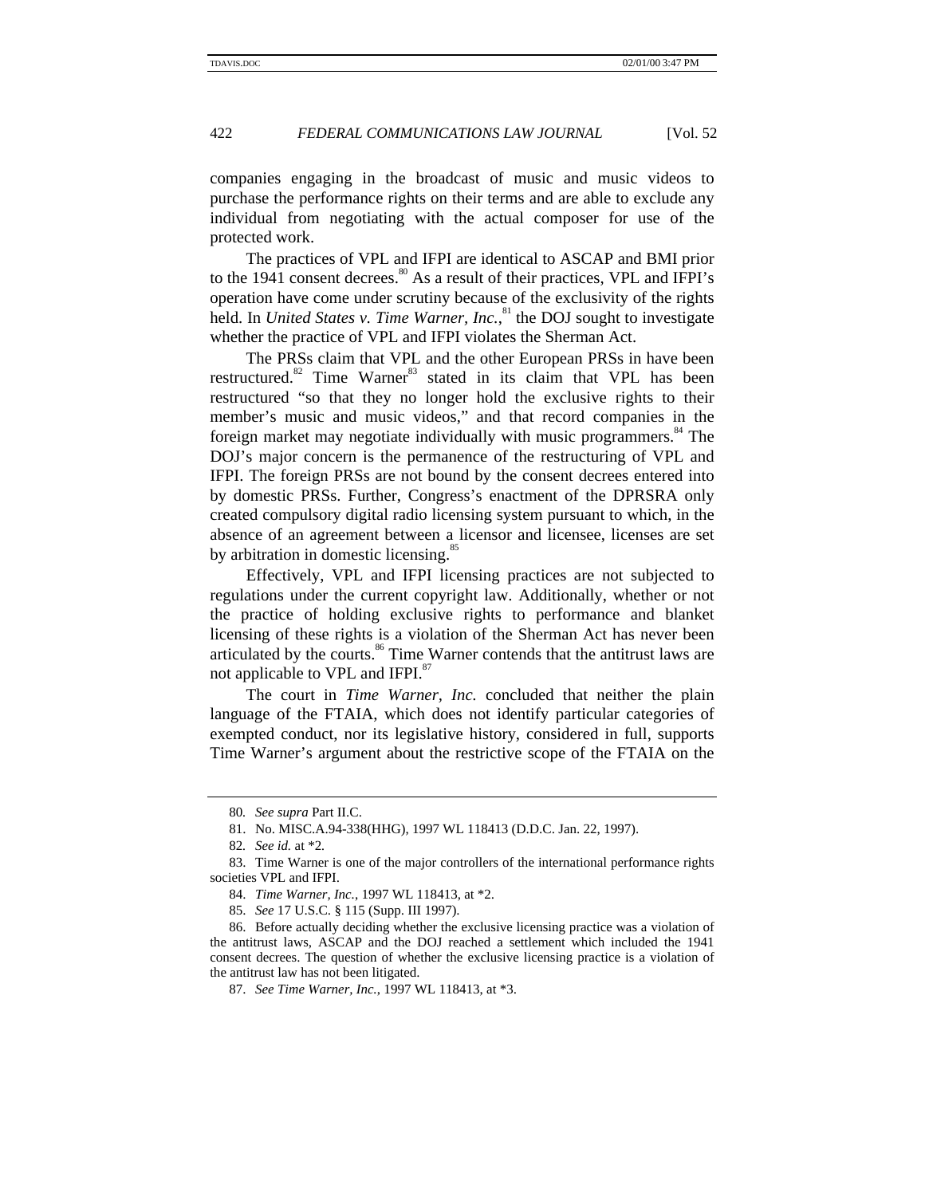companies engaging in the broadcast of music and music videos to purchase the performance rights on their terms and are able to exclude any individual from negotiating with the actual composer for use of the protected work.

The practices of VPL and IFPI are identical to ASCAP and BMI prior to the 1941 consent decrees.[80] As a result of their practices, VPL and IFPI's operation have come under scrutiny because of the exclusivity of the rights held. In *United States v. Time Warner, Inc.*,[81] the DOJ sought to investigate whether the practice of VPL and IFPI violates the Sherman Act.

The PRSs claim that VPL and the other European PRSs in have been restructured.[82] Time Warner[83] stated in its claim that VPL has been restructured "so that they no longer hold the exclusive rights to their member's music and music videos," and that record companies in the foreign market may negotiate individually with music programmers.[84] The DOJ's major concern is the permanence of the restructuring of VPL and IFPI. The foreign PRSs are not bound by the consent decrees entered into by domestic PRSs. Further, Congress's enactment of the DPRSRA only created compulsory digital radio licensing system pursuant to which, in the absence of an agreement between a licensor and licensee, licenses are set by arbitration in domestic licensing.[85]

Effectively, VPL and IFPI licensing practices are not subjected to regulations under the current copyright law. Additionally, whether or not the practice of holding exclusive rights to performance and blanket licensing of these rights is a violation of the Sherman Act has never been articulated by the courts.[86] Time Warner contends that the antitrust laws are not applicable to VPL and IFPI.[87]

The court in *Time Warner, Inc.* concluded that neither the plain language of the FTAIA, which does not identify particular categories of exempted conduct, nor its legislative history, considered in full, supports Time Warner's argument about the restrictive scope of the FTAIA on the

---

80. *See supra* Part II.C.

81. No. MISC.A.94-338(HHG), 1997 WL 118413 (D.D.C. Jan. 22, 1997).

82. *See id.* at *2.

83. Time Warner is one of the major controllers of the international performance rights societies VPL and IFPI.

84. *Time Warner, Inc.*, 1997 WL 118413, at *2.

85. *See* 17 U.S.C. § 115 (Supp. III 1997).

86. Before actually deciding whether the exclusive licensing practice was a violation of the antitrust laws, ASCAP and the DOJ reached a settlement which included the 1941 consent decrees. The question of whether the exclusive licensing practice is a violation of the antitrust law has not been litigated.

87. *See Time Warner, Inc.*, 1997 WL 118413, at *3.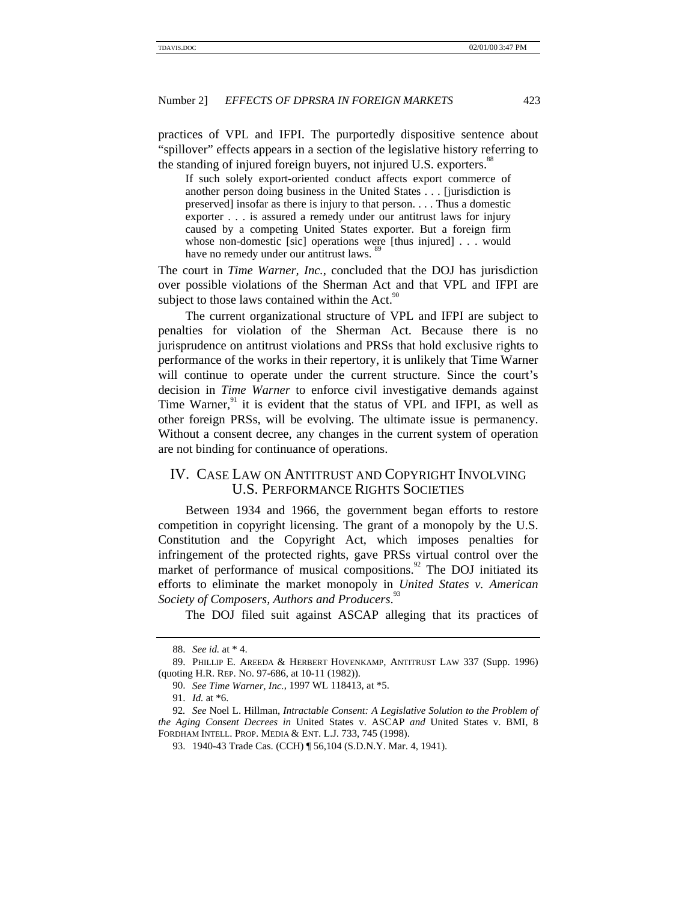practices of VPL and IFPI. The purportedly dispositive sentence about "spillover" effects appears in a section of the legislative history referring to the standing of injured foreign buyers, not injured U.S. exporters.[88]

> If such solely export-oriented conduct affects export commerce of another person doing business in the United States . . . [jurisdiction is preserved] insofar as there is injury to that person. . . . Thus a domestic exporter . . . is assured a remedy under our antitrust laws for injury caused by a competing United States exporter. But a foreign firm whose non-domestic [sic] operations were [thus injured] . . . would have no remedy under our antitrust laws.[89]

The court in *Time Warner, Inc.*, concluded that the DOJ has jurisdiction over possible violations of the Sherman Act and that VPL and IFPI are subject to those laws contained within the Act.[90]

The current organizational structure of VPL and IFPI are subject to penalties for violation of the Sherman Act. Because there is no jurisprudence on antitrust violations and PRSs that hold exclusive rights to performance of the works in their repertory, it is unlikely that Time Warner will continue to operate under the current structure. Since the court's decision in *Time Warner* to enforce civil investigative demands against Time Warner,[91] it is evident that the status of VPL and IFPI, as well as other foreign PRSs, will be evolving. The ultimate issue is permanency. Without a consent decree, any changes in the current system of operation are not binding for continuance of operations.

## IV. Case Law on Antitrust and Copyright Involving U.S. Performance Rights Societies

Between 1934 and 1966, the government began efforts to restore competition in copyright licensing. The grant of a monopoly by the U.S. Constitution and the Copyright Act, which imposes penalties for infringement of the protected rights, gave PRSs virtual control over the market of performance of musical compositions.[92] The DOJ initiated its efforts to eliminate the market monopoly in *United States v. American Society of Composers, Authors and Producers*.[93]

The DOJ filed suit against ASCAP alleging that its practices of

---

88. *See id.* at * 4.

89. Phillip E. Areeda & Herbert Hovenkamp, Antitrust Law 337 (Supp. 1996) (quoting H.R. Rep. No. 97-686, at 10-11 (1982)).

90. *See Time Warner, Inc.*, 1997 WL 118413, at *5.

91. *Id.* at *6.

92. *See* Noel L. Hillman, *Intractable Consent: A Legislative Solution to the Problem of the Aging Consent Decrees in* United States v. ASCAP *and* United States v. BMI, 8 Fordham Intell. Prop. Media & Ent. L.J. 733, 745 (1998).

93. 1940-43 Trade Cas. (CCH) ¶ 56,104 (S.D.N.Y. Mar. 4, 1941).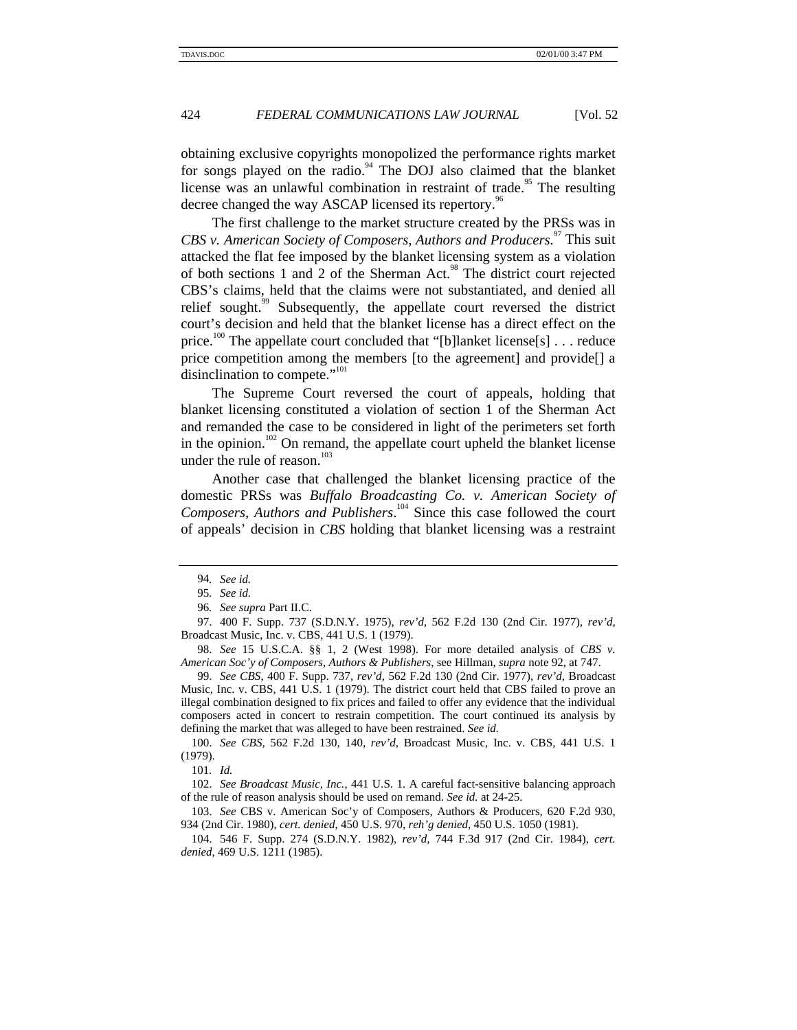obtaining exclusive copyrights monopolized the performance rights market for songs played on the radio.[94] The DOJ also claimed that the blanket license was an unlawful combination in restraint of trade.[95] The resulting decree changed the way ASCAP licensed its repertory.[96]

The first challenge to the market structure created by the PRSs was in *CBS v. American Society of Composers, Authors and Producers.*[97] This suit attacked the flat fee imposed by the blanket licensing system as a violation of both sections 1 and 2 of the Sherman Act.[98] The district court rejected CBS's claims, held that the claims were not substantiated, and denied all relief sought.[99] Subsequently, the appellate court reversed the district court's decision and held that the blanket license has a direct effect on the price.[100] The appellate court concluded that "[b]lanket license[s] . . . reduce price competition among the members [to the agreement] and provide[] a disinclination to compete."[101]

The Supreme Court reversed the court of appeals, holding that blanket licensing constituted a violation of section 1 of the Sherman Act and remanded the case to be considered in light of the perimeters set forth in the opinion.[102] On remand, the appellate court upheld the blanket license under the rule of reason.[103]

Another case that challenged the blanket licensing practice of the domestic PRSs was *Buffalo Broadcasting Co. v. American Society of Composers, Authors and Publishers*.[104] Since this case followed the court of appeals' decision in *CBS* holding that blanket licensing was a restraint

---

94. *See id.*

95. *See id.*

96. *See supra* Part II.C.

97. 400 F. Supp. 737 (S.D.N.Y. 1975), *rev'd*, 562 F.2d 130 (2nd Cir. 1977), *rev'd*, Broadcast Music, Inc. v. CBS, 441 U.S. 1 (1979).

98. *See* 15 U.S.C.A. §§ 1, 2 (West 1998). For more detailed analysis of *CBS v. American Soc'y of Composers, Authors & Publishers*, see Hillman, *supra* note 92, at 747.

99. *See CBS*, 400 F. Supp. 737, *rev'd*, 562 F.2d 130 (2nd Cir. 1977), *rev'd*, Broadcast Music, Inc. v. CBS, 441 U.S. 1 (1979). The district court held that CBS failed to prove an illegal combination designed to fix prices and failed to offer any evidence that the individual composers acted in concert to restrain competition. The court continued its analysis by defining the market that was alleged to have been restrained. *See id.*

100. *See CBS*, 562 F.2d 130, 140, *rev'd*, Broadcast Music, Inc. v. CBS, 441 U.S. 1 (1979).

101. *Id.*

102. *See Broadcast Music, Inc.*, 441 U.S. 1. A careful fact-sensitive balancing approach of the rule of reason analysis should be used on remand. *See id.* at 24-25.

103. *See* CBS v. American Soc'y of Composers, Authors & Producers, 620 F.2d 930, 934 (2nd Cir. 1980), *cert. denied*, 450 U.S. 970, *reh'g denied*, 450 U.S. 1050 (1981).

104. 546 F. Supp. 274 (S.D.N.Y. 1982), *rev'd*, 744 F.3d 917 (2nd Cir. 1984), *cert. denied*, 469 U.S. 1211 (1985).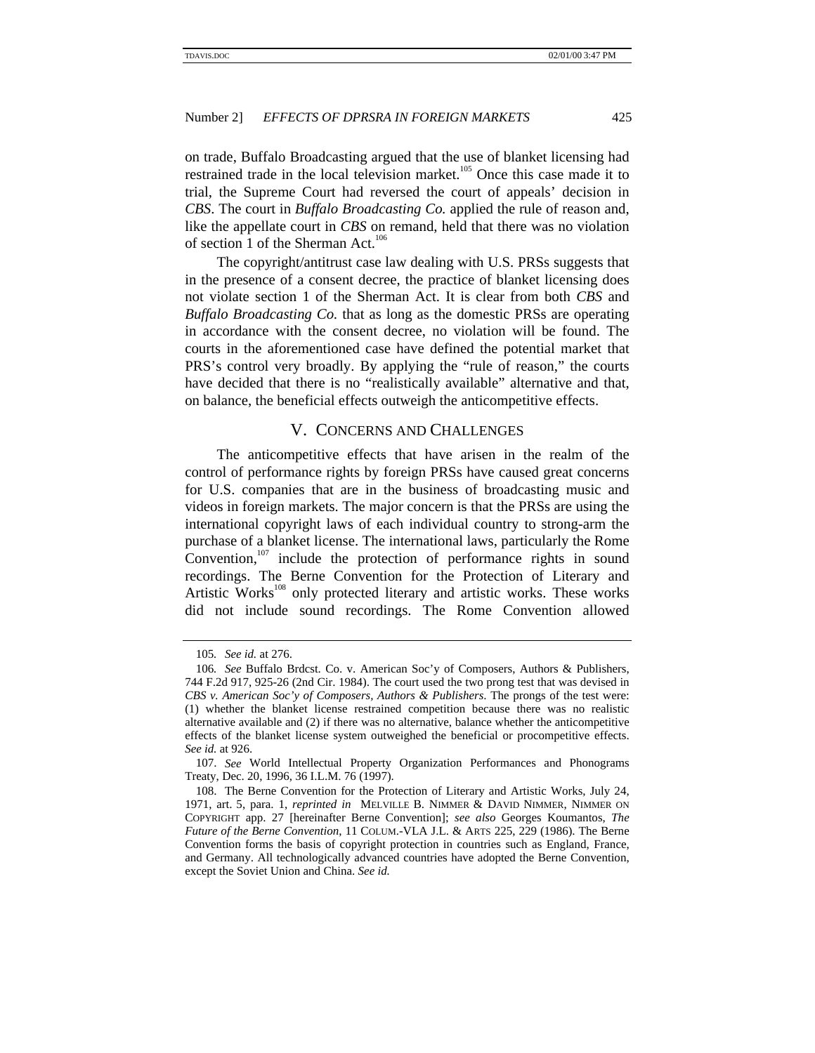on trade, Buffalo Broadcasting argued that the use of blanket licensing had restrained trade in the local television market.[105] Once this case made it to trial, the Supreme Court had reversed the court of appeals' decision in *CBS*. The court in *Buffalo Broadcasting Co.* applied the rule of reason and, like the appellate court in *CBS* on remand, held that there was no violation of section 1 of the Sherman Act.[106]

The copyright/antitrust case law dealing with U.S. PRSs suggests that in the presence of a consent decree, the practice of blanket licensing does not violate section 1 of the Sherman Act. It is clear from both *CBS* and *Buffalo Broadcasting Co.* that as long as the domestic PRSs are operating in accordance with the consent decree, no violation will be found. The courts in the aforementioned case have defined the potential market that PRS's control very broadly. By applying the "rule of reason," the courts have decided that there is no "realistically available" alternative and that, on balance, the beneficial effects outweigh the anticompetitive effects.

## V. CONCERNS AND CHALLENGES

The anticompetitive effects that have arisen in the realm of the control of performance rights by foreign PRSs have caused great concerns for U.S. companies that are in the business of broadcasting music and videos in foreign markets. The major concern is that the PRSs are using the international copyright laws of each individual country to strong-arm the purchase of a blanket license. The international laws, particularly the Rome Convention,[107] include the protection of performance rights in sound recordings. The Berne Convention for the Protection of Literary and Artistic Works[108] only protected literary and artistic works. These works did not include sound recordings. The Rome Convention allowed

---

105. *See id.* at 276.

106. *See* Buffalo Brdcst. Co. v. American Soc'y of Composers, Authors & Publishers, 744 F.2d 917, 925-26 (2nd Cir. 1984). The court used the two prong test that was devised in *CBS v. American Soc'y of Composers, Authors & Publishers*. The prongs of the test were: (1) whether the blanket license restrained competition because there was no realistic alternative available and (2) if there was no alternative, balance whether the anticompetitive effects of the blanket license system outweighed the beneficial or procompetitive effects. *See id.* at 926.

107. *See* World Intellectual Property Organization Performances and Phonograms Treaty, Dec. 20, 1996, 36 I.L.M. 76 (1997).

108. The Berne Convention for the Protection of Literary and Artistic Works, July 24, 1971, art. 5, para. 1, *reprinted in* MELVILLE B. NIMMER & DAVID NIMMER, NIMMER ON COPYRIGHT app. 27 [hereinafter Berne Convention]; *see also* Georges Koumantos, *The Future of the Berne Convention*, 11 COLUM.-VLA J.L. & ARTS 225, 229 (1986). The Berne Convention forms the basis of copyright protection in countries such as England, France, and Germany. All technologically advanced countries have adopted the Berne Convention, except the Soviet Union and China. *See id.*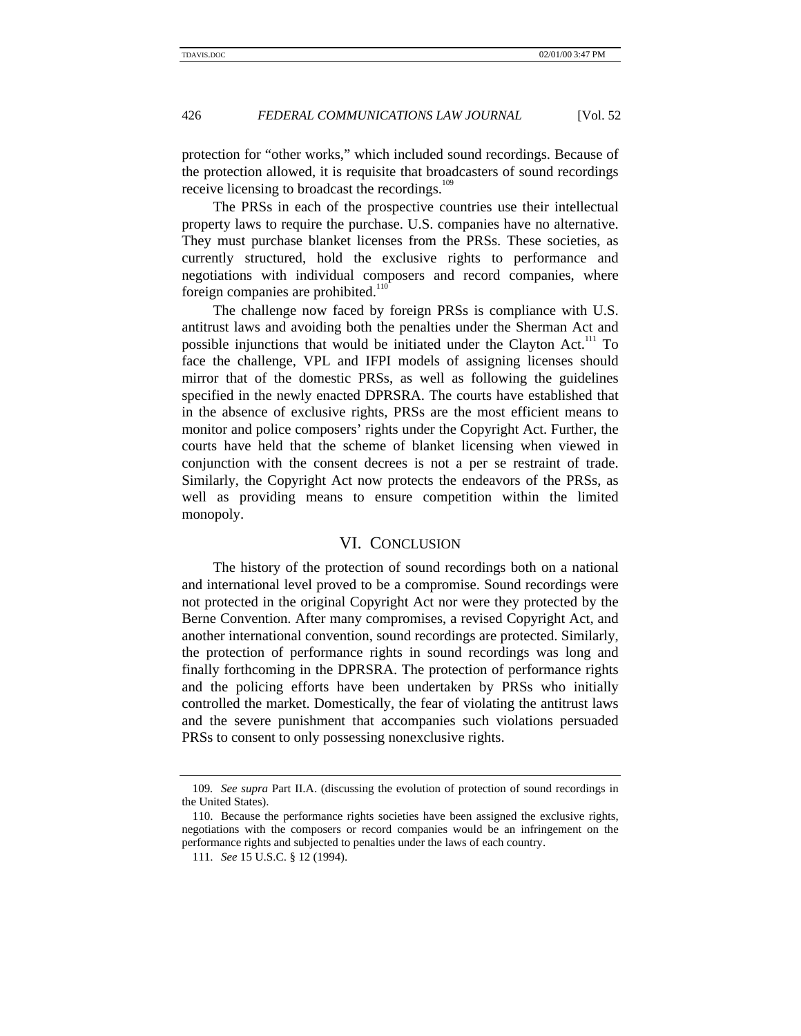protection for "other works," which included sound recordings. Because of the protection allowed, it is requisite that broadcasters of sound recordings receive licensing to broadcast the recordings.[109]

The PRSs in each of the prospective countries use their intellectual property laws to require the purchase. U.S. companies have no alternative. They must purchase blanket licenses from the PRSs. These societies, as currently structured, hold the exclusive rights to performance and negotiations with individual composers and record companies, where foreign companies are prohibited.[110]

The challenge now faced by foreign PRSs is compliance with U.S. antitrust laws and avoiding both the penalties under the Sherman Act and possible injunctions that would be initiated under the Clayton Act.[111] To face the challenge, VPL and IFPI models of assigning licenses should mirror that of the domestic PRSs, as well as following the guidelines specified in the newly enacted DPRSRA. The courts have established that in the absence of exclusive rights, PRSs are the most efficient means to monitor and police composers' rights under the Copyright Act. Further, the courts have held that the scheme of blanket licensing when viewed in conjunction with the consent decrees is not a per se restraint of trade. Similarly, the Copyright Act now protects the endeavors of the PRSs, as well as providing means to ensure competition within the limited monopoly.

## VI. CONCLUSION

The history of the protection of sound recordings both on a national and international level proved to be a compromise. Sound recordings were not protected in the original Copyright Act nor were they protected by the Berne Convention. After many compromises, a revised Copyright Act, and another international convention, sound recordings are protected. Similarly, the protection of performance rights in sound recordings was long and finally forthcoming in the DPRSRA. The protection of performance rights and the policing efforts have been undertaken by PRSs who initially controlled the market. Domestically, the fear of violating the antitrust laws and the severe punishment that accompanies such violations persuaded PRSs to consent to only possessing nonexclusive rights.

---

109. *See supra* Part II.A. (discussing the evolution of protection of sound recordings in the United States).

110. Because the performance rights societies have been assigned the exclusive rights, negotiations with the composers or record companies would be an infringement on the performance rights and subjected to penalties under the laws of each country.

111. *See* 15 U.S.C. § 12 (1994).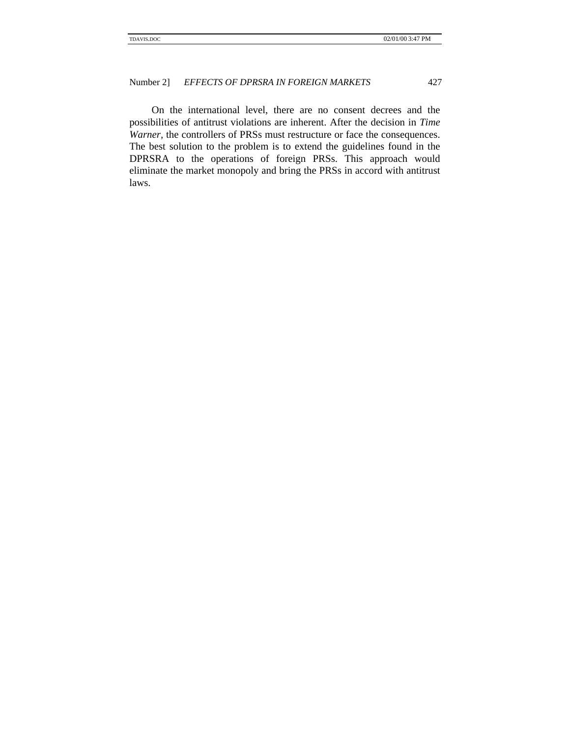On the international level, there are no consent decrees and the possibilities of antitrust violations are inherent. After the decision in *Time Warner*, the controllers of PRSs must restructure or face the consequences. The best solution to the problem is to extend the guidelines found in the DPRSRA to the operations of foreign PRSs. This approach would eliminate the market monopoly and bring the PRSs in accord with antitrust laws.